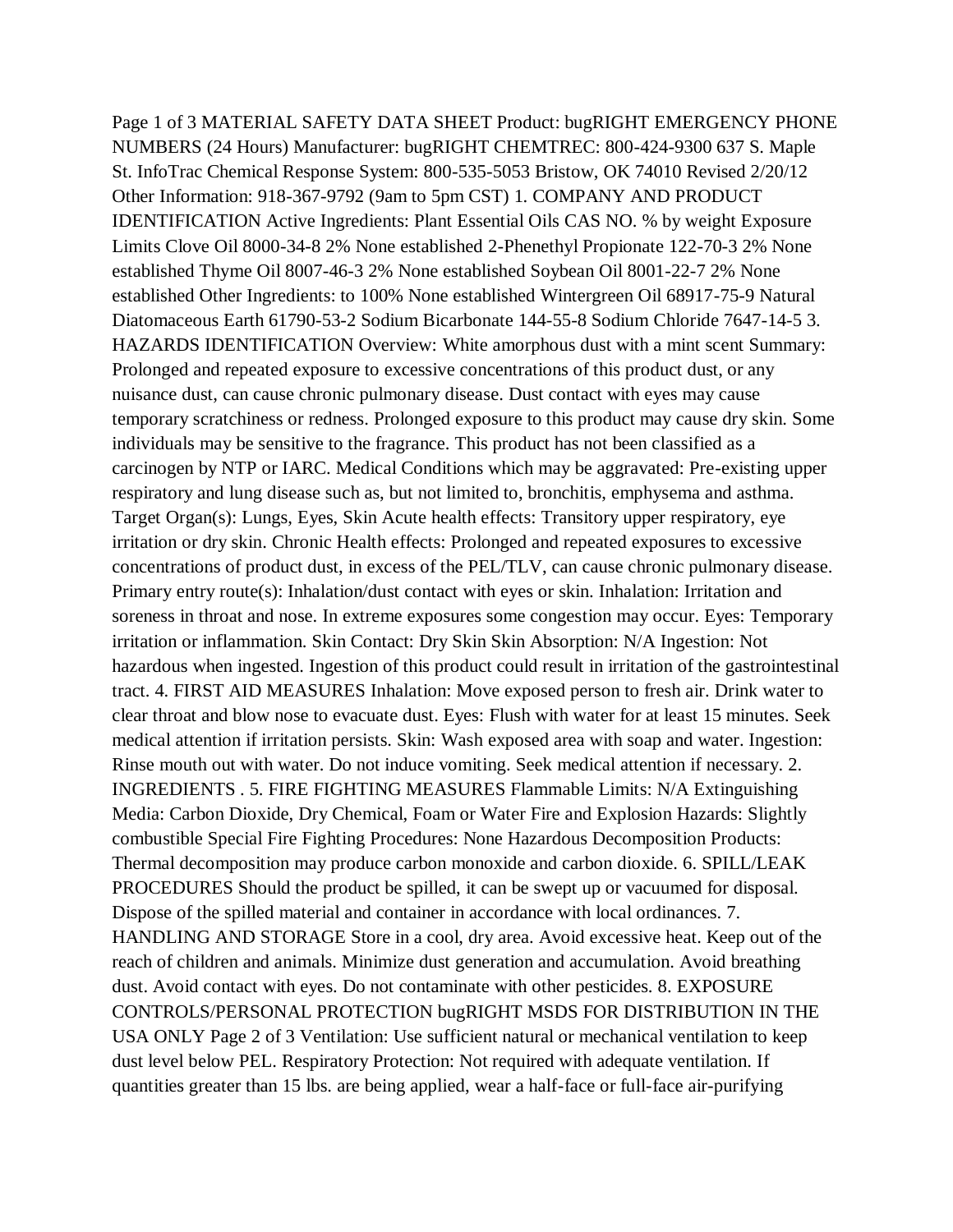MATERIAL SAFETY DATA SHEET

Product: bugRIGHT

EMERGENCY PHONE NUMBERS (24 Hours)

Manufacturer: bugRIGHT

CHEMTREC: 800-424-9300

637 S. Maple St.

InfoTrac Chemical Response System: 800-535-5053

Bristow, OK 74010

Revised 2/20/12

Other Information: 918-367-9792 (9am to 5pm CST)

## 1. COMPANY AND PRODUCT IDENTIFICATION

Active Ingredients: Plant Essential Oils CAS NO. % by weight Exposure Limits Clove Oil 8000-34-8 2% None established 2-Phenethyl Propionate 122-70-3 2% None established Thyme Oil 8007-46-3 2% None established Soybean Oil 8001-22-7 2% None established Other Ingredients: to 100% None established Wintergreen Oil 68917-75-9 Natural Diatomaceous Earth 61790-53-2 Sodium Bicarbonate 144-55-8 Sodium Chloride 7647-14-5

## 3. HAZARDS IDENTIFICATION

Overview: White amorphous dust with a mint scent Summary: Prolonged and repeated exposure to excessive concentrations of this product dust, or any nuisance dust, can cause chronic pulmonary disease. Dust contact with eyes may cause temporary scratchiness or redness. Prolonged exposure to this product may cause dry skin. Some individuals may be sensitive to the fragrance. This product has not been classified as a carcinogen by NTP or IARC. Medical Conditions which may be aggravated: Pre-existing upper respiratory and lung disease such as, but not limited to, bronchitis, emphysema and asthma. Target Organ(s): Lungs, Eyes, Skin Acute health effects: Transitory upper respiratory, eye irritation or dry skin. Chronic Health effects: Prolonged and repeated exposures to excessive concentrations of product dust, in excess of the PEL/TLV, can cause chronic pulmonary disease. Primary entry route(s): Inhalation/dust contact with eyes or skin. Inhalation: Irritation and soreness in throat and nose. In extreme exposures some congestion may occur. Eyes: Temporary irritation or inflammation. Skin Contact: Dry Skin Skin Absorption: N/A Ingestion: Not hazardous when ingested. Ingestion of this product could result in irritation of the gastrointestinal tract.

## 4. FIRST AID MEASURES

Inhalation: Move exposed person to fresh air. Drink water to clear throat and blow nose to evacuate dust. Eyes: Flush with water for at least 15 minutes. Seek medical attention if irritation persists. Skin: Wash exposed area with soap and water. Ingestion: Rinse mouth out with water. Do not induce vomiting. Seek medical attention if necessary.

## 2. INGREDIENTS .

## 5. FIRE FIGHTING MEASURES

Flammable Limits: N/A Extinguishing Media: Carbon Dioxide, Dry Chemical, Foam or Water Fire and Explosion Hazards: Slightly combustible Special Fire Fighting Procedures: None Hazardous Decomposition Products: Thermal decomposition may produce carbon monoxide and carbon dioxide.

## 6. SPILL/LEAK PROCEDURES

Should the product be spilled, it can be swept up or vacuumed for disposal. Dispose of the spilled material and container in accordance with local ordinances.

## 7. HANDLING AND STORAGE

Store in a cool, dry area. Avoid excessive heat. Keep out of the reach of children and animals. Minimize dust generation and accumulation. Avoid breathing dust. Avoid contact with eyes. Do not contaminate with other pesticides.

## 8. EXPOSURE CONTROLS/PERSONAL PROTECTION

bugRIGHT MSDS FOR DISTRIBUTION IN THE USA ONLY

Ventilation: Use sufficient natural or mechanical ventilation to keep dust level below PEL. Respiratory Protection: Not required with adequate ventilation. If quantities greater than 15 lbs. are being applied, wear a half-face or full-face air-purifying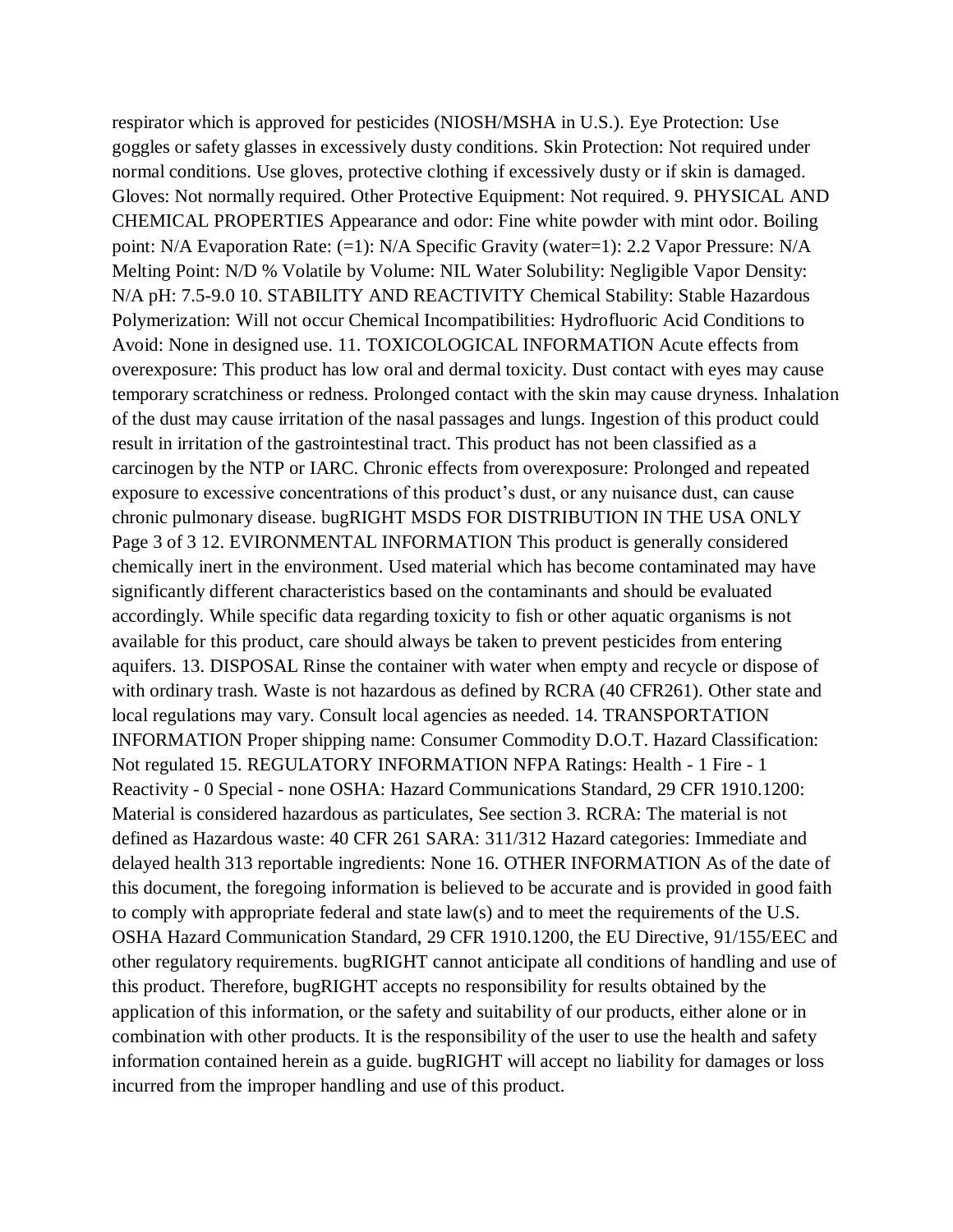respirator which is approved for pesticides (NIOSH/MSHA in U.S.). Eye Protection: Use goggles or safety glasses in excessively dusty conditions. Skin Protection: Not required under normal conditions. Use gloves, protective clothing if excessively dusty or if skin is damaged. Gloves: Not normally required. Other Protective Equipment: Not required. 9. PHYSICAL AND CHEMICAL PROPERTIES Appearance and odor: Fine white powder with mint odor. Boiling point: N/A Evaporation Rate: (=1): N/A Specific Gravity (water=1): 2.2 Vapor Pressure: N/A Melting Point: N/D % Volatile by Volume: NIL Water Solubility: Negligible Vapor Density: N/A pH: 7.5-9.0 10. STABILITY AND REACTIVITY Chemical Stability: Stable Hazardous Polymerization: Will not occur Chemical Incompatibilities: Hydrofluoric Acid Conditions to Avoid: None in designed use. 11. TOXICOLOGICAL INFORMATION Acute effects from overexposure: This product has low oral and dermal toxicity. Dust contact with eyes may cause temporary scratchiness or redness. Prolonged contact with the skin may cause dryness. Inhalation of the dust may cause irritation of the nasal passages and lungs. Ingestion of this product could result in irritation of the gastrointestinal tract. This product has not been classified as a carcinogen by the NTP or IARC. Chronic effects from overexposure: Prolonged and repeated exposure to excessive concentrations of this product's dust, or any nuisance dust, can cause chronic pulmonary disease. bugRIGHT MSDS FOR DISTRIBUTION IN THE USA ONLY Page 3 of 3 12. EVIRONMENTAL INFORMATION This product is generally considered chemically inert in the environment. Used material which has become contaminated may have significantly different characteristics based on the contaminants and should be evaluated accordingly. While specific data regarding toxicity to fish or other aquatic organisms is not available for this product, care should always be taken to prevent pesticides from entering aquifers. 13. DISPOSAL Rinse the container with water when empty and recycle or dispose of with ordinary trash. Waste is not hazardous as defined by RCRA (40 CFR261). Other state and local regulations may vary. Consult local agencies as needed. 14. TRANSPORTATION INFORMATION Proper shipping name: Consumer Commodity D.O.T. Hazard Classification: Not regulated 15. REGULATORY INFORMATION NFPA Ratings: Health - 1 Fire - 1 Reactivity - 0 Special - none OSHA: Hazard Communications Standard, 29 CFR 1910.1200: Material is considered hazardous as particulates, See section 3. RCRA: The material is not defined as Hazardous waste: 40 CFR 261 SARA: 311/312 Hazard categories: Immediate and delayed health 313 reportable ingredients: None 16. OTHER INFORMATION As of the date of this document, the foregoing information is believed to be accurate and is provided in good faith to comply with appropriate federal and state law(s) and to meet the requirements of the U.S. OSHA Hazard Communication Standard, 29 CFR 1910.1200, the EU Directive, 91/155/EEC and other regulatory requirements. bugRIGHT cannot anticipate all conditions of handling and use of this product. Therefore, bugRIGHT accepts no responsibility for results obtained by the application of this information, or the safety and suitability of our products, either alone or in combination with other products. It is the responsibility of the user to use the health and safety information contained herein as a guide. bugRIGHT will accept no liability for damages or loss incurred from the improper handling and use of this product.